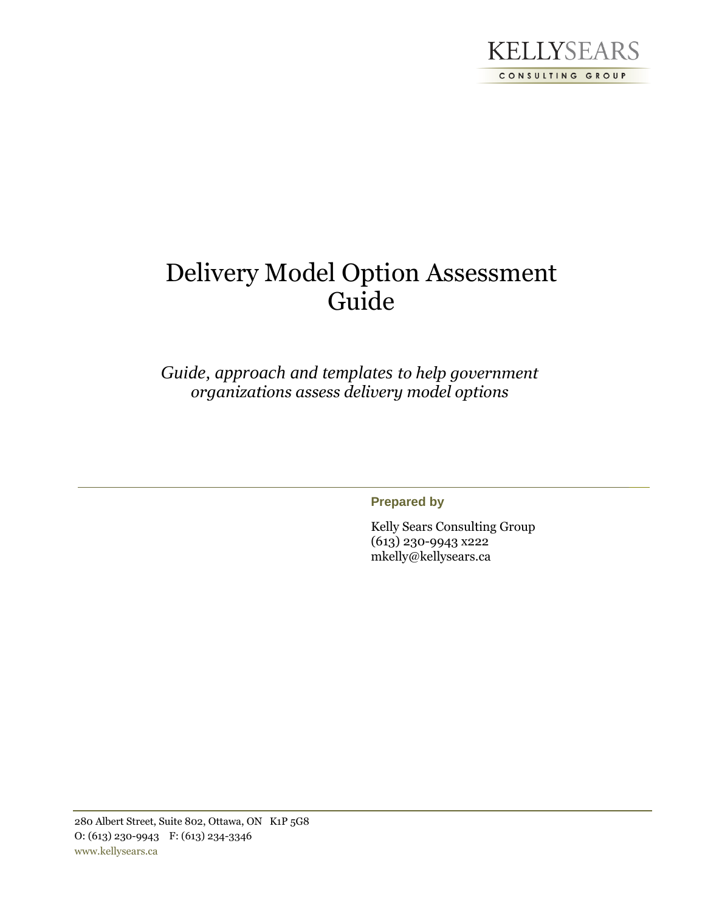KELLYSEARS

CONSULTING GROUP

# Delivery Model Option Assessment Guide

*Guide, approach and templates to help government organizations assess delivery model options*

**Prepared by**

Kelly Sears Consulting Group
(613) 230-9943 x222
mkelly@kellysears.ca

280 Albert Street, Suite 802, Ottawa, ON K1P 5G8
O: (613) 230-9943 F: (613) 234-3346
www.kellysears.ca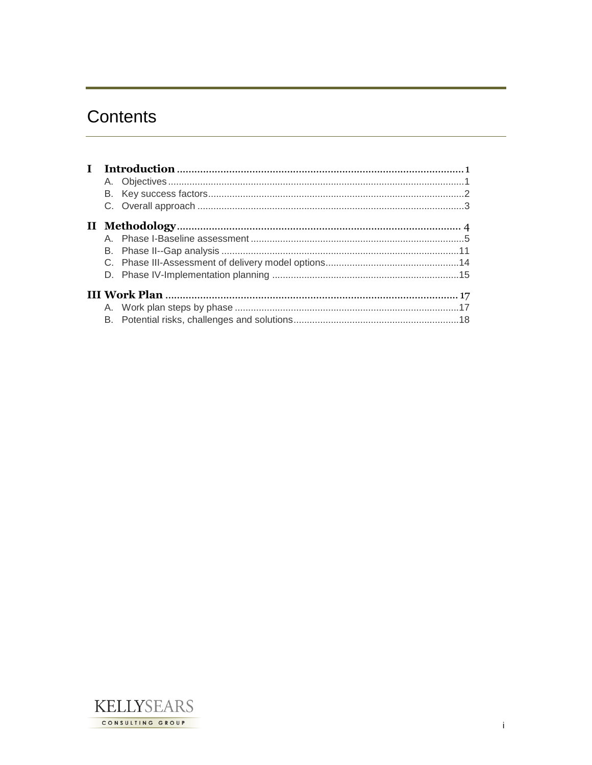# Contents

**I Introduction** .......... 1

- A. Objectives .......... 1
- B. Key success factors .......... 2
- C. Overall approach .......... 3

**II Methodology** .......... 4

- A. Phase I-Baseline assessment .......... 5
- B. Phase II--Gap analysis .......... 11
- C. Phase III-Assessment of delivery model options .......... 14
- D. Phase IV-Implementation planning .......... 15

**III Work Plan** .......... 17

- A. Work plan steps by phase .......... 17
- B. Potential risks, challenges and solutions .......... 18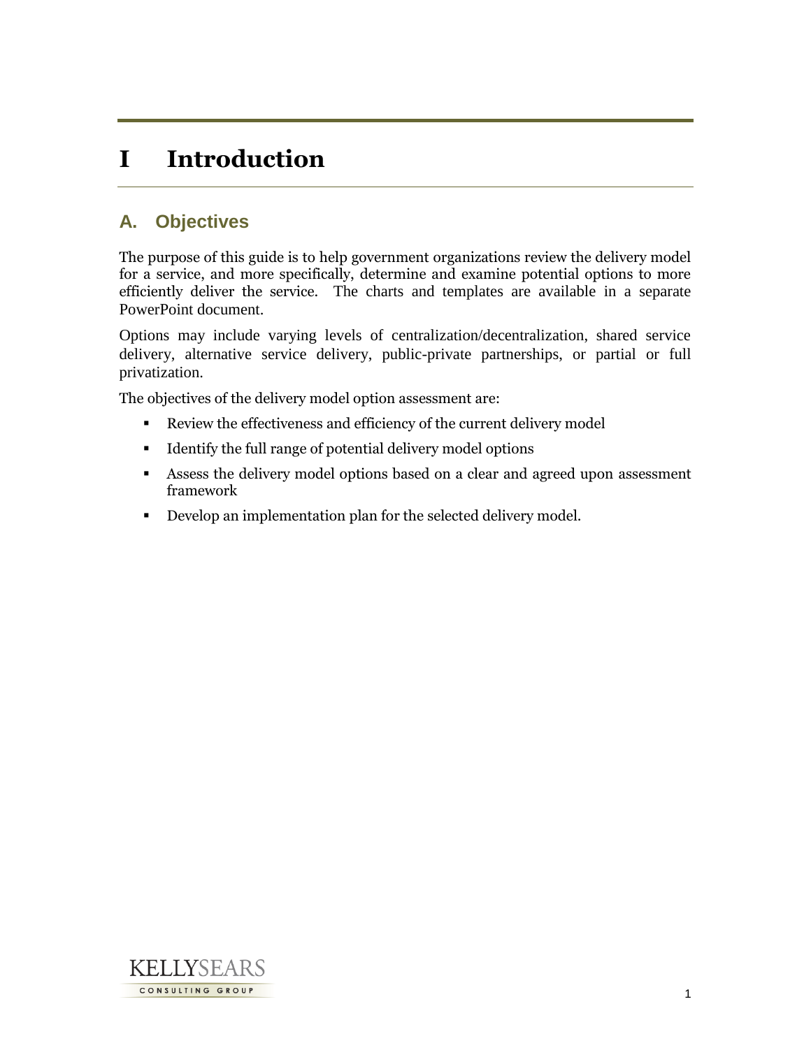# I Introduction

## A. Objectives

The purpose of this guide is to help government organizations review the delivery model for a service, and more specifically, determine and examine potential options to more efficiently deliver the service. The charts and templates are available in a separate PowerPoint document.

Options may include varying levels of centralization/decentralization, shared service delivery, alternative service delivery, public-private partnerships, or partial or full privatization.

The objectives of the delivery model option assessment are:

- Review the effectiveness and efficiency of the current delivery model
- Identify the full range of potential delivery model options
- Assess the delivery model options based on a clear and agreed upon assessment framework
- Develop an implementation plan for the selected delivery model.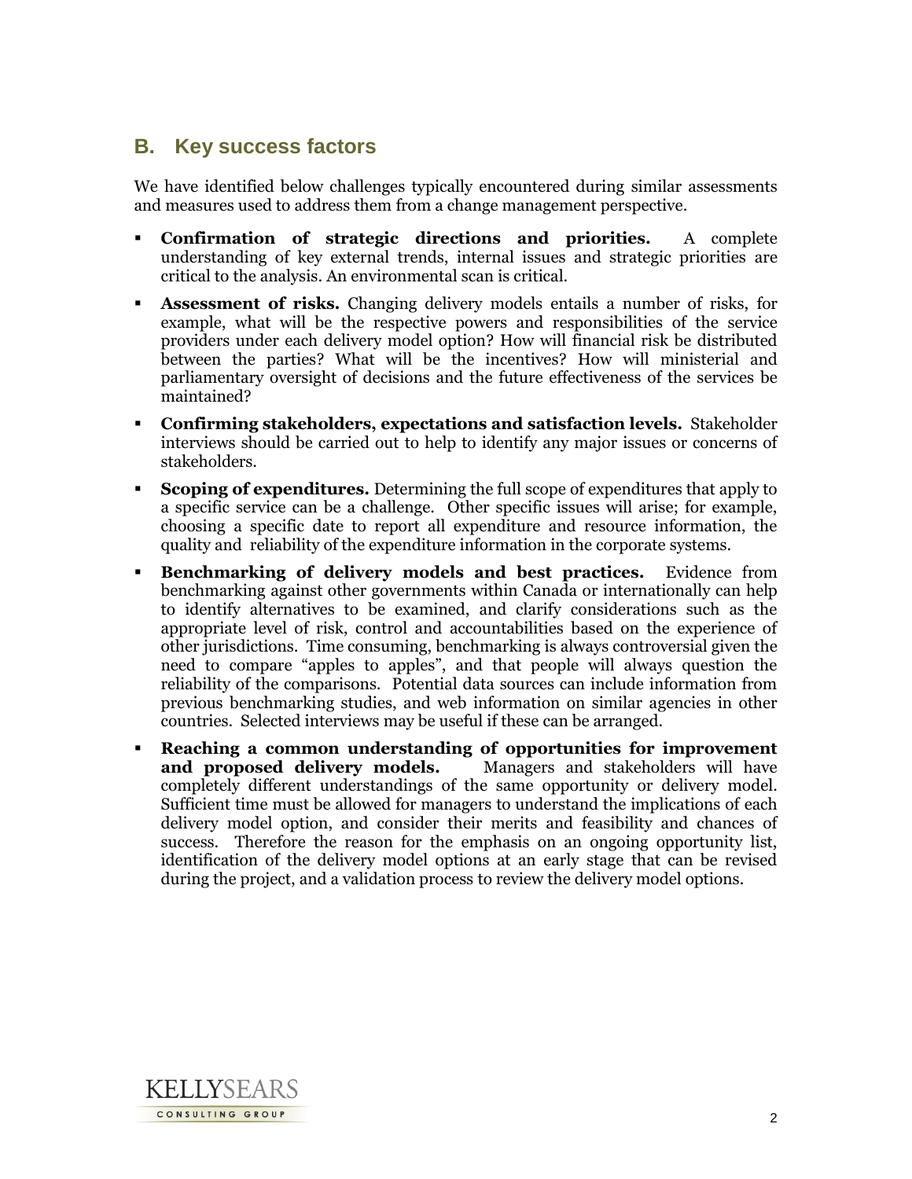## B. Key success factors

We have identified below challenges typically encountered during similar assessments and measures used to address them from a change management perspective.

- **Confirmation of strategic directions and priorities.** A complete understanding of key external trends, internal issues and strategic priorities are critical to the analysis. An environmental scan is critical.
- **Assessment of risks.** Changing delivery models entails a number of risks, for example, what will be the respective powers and responsibilities of the service providers under each delivery model option? How will financial risk be distributed between the parties? What will be the incentives? How will ministerial and parliamentary oversight of decisions and the future effectiveness of the services be maintained?
- **Confirming stakeholders, expectations and satisfaction levels.** Stakeholder interviews should be carried out to help to identify any major issues or concerns of stakeholders.
- **Scoping of expenditures.** Determining the full scope of expenditures that apply to a specific service can be a challenge. Other specific issues will arise; for example, choosing a specific date to report all expenditure and resource information, the quality and reliability of the expenditure information in the corporate systems.
- **Benchmarking of delivery models and best practices.** Evidence from benchmarking against other governments within Canada or internationally can help to identify alternatives to be examined, and clarify considerations such as the appropriate level of risk, control and accountabilities based on the experience of other jurisdictions. Time consuming, benchmarking is always controversial given the need to compare "apples to apples", and that people will always question the reliability of the comparisons. Potential data sources can include information from previous benchmarking studies, and web information on similar agencies in other countries. Selected interviews may be useful if these can be arranged.
- **Reaching a common understanding of opportunities for improvement and proposed delivery models.** Managers and stakeholders will have completely different understandings of the same opportunity or delivery model. Sufficient time must be allowed for managers to understand the implications of each delivery model option, and consider their merits and feasibility and chances of success. Therefore the reason for the emphasis on an ongoing opportunity list, identification of the delivery model options at an early stage that can be revised during the project, and a validation process to review the delivery model options.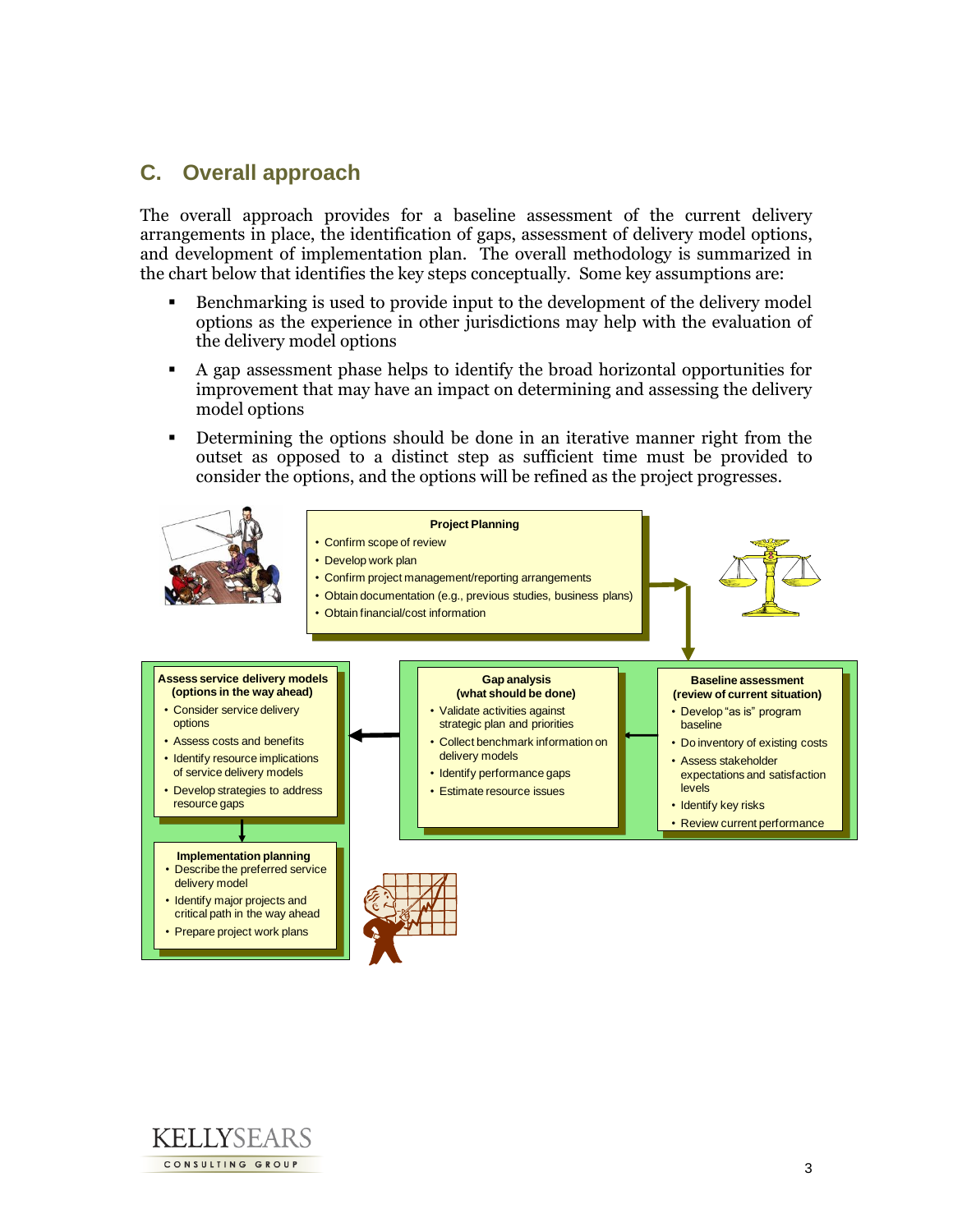## C. Overall approach

The overall approach provides for a baseline assessment of the current delivery arrangements in place, the identification of gaps, assessment of delivery model options, and development of implementation plan. The overall methodology is summarized in the chart below that identifies the key steps conceptually. Some key assumptions are:

- Benchmarking is used to provide input to the development of the delivery model options as the experience in other jurisdictions may help with the evaluation of the delivery model options
- A gap assessment phase helps to identify the broad horizontal opportunities for improvement that may have an impact on determining and assessing the delivery model options
- Determining the options should be done in an iterative manner right from the outset as opposed to a distinct step as sufficient time must be provided to consider the options, and the options will be refined as the project progresses.

**Project Planning**
- Confirm scope of review
- Develop work plan
- Confirm project management/reporting arrangements
- Obtain documentation (e.g., previous studies, business plans)
- Obtain financial/cost information

**Baseline assessment (review of current situation)**
- Develop "as is" program baseline
- Do inventory of existing costs
- Assess stakeholder expectations and satisfaction levels
- Identify key risks
- Review current performance

**Gap analysis (what should be done)**
- Validate activities against strategic plan and priorities
- Collect benchmark information on delivery models
- Identify performance gaps
- Estimate resource issues

**Assess service delivery models (options in the way ahead)**
- Consider service delivery options
- Assess costs and benefits
- Identify resource implications of service delivery models
- Develop strategies to address resource gaps

**Implementation planning**
- Describe the preferred service delivery model
- Identify major projects and critical path in the way ahead
- Prepare project work plans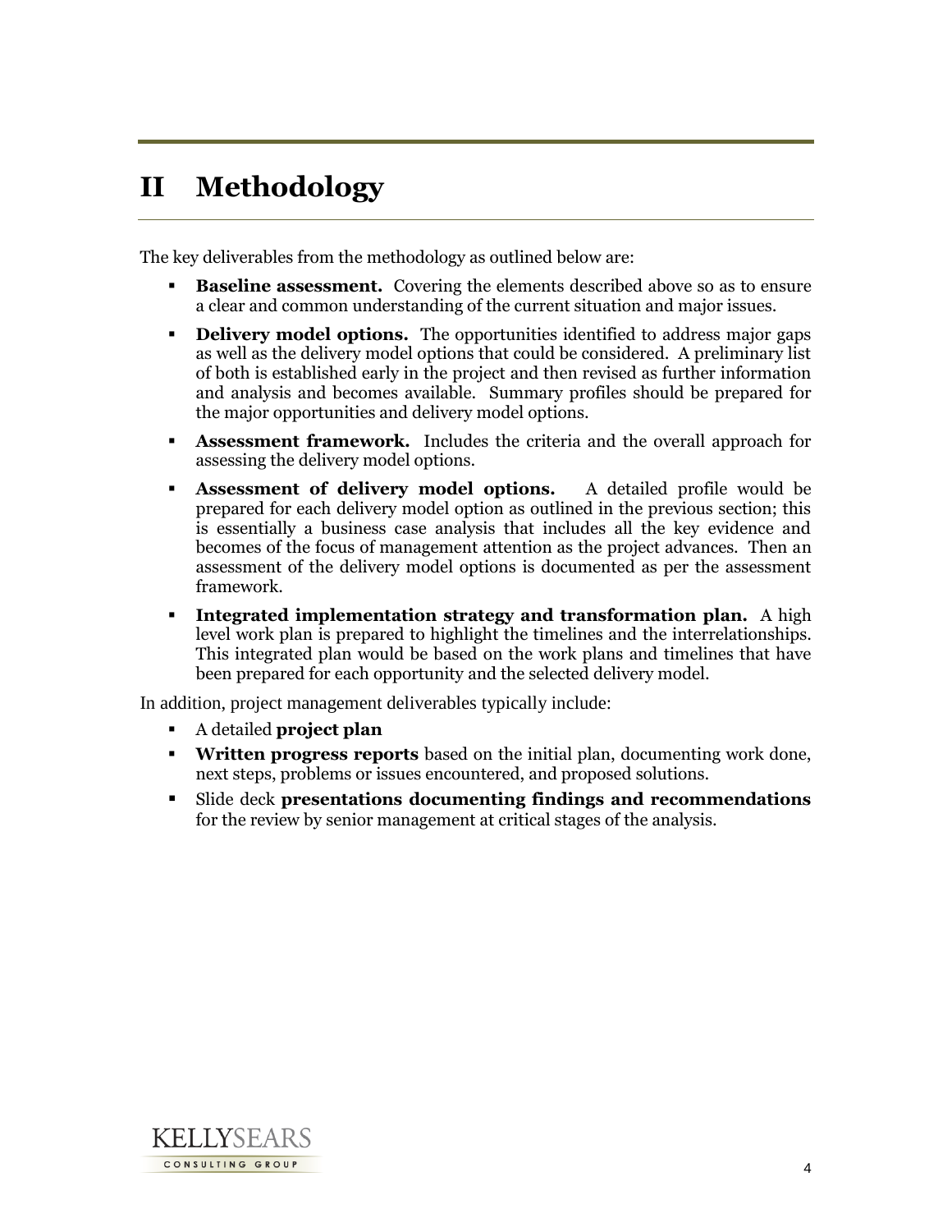# II Methodology

The key deliverables from the methodology as outlined below are:

- **Baseline assessment.** Covering the elements described above so as to ensure a clear and common understanding of the current situation and major issues.
- **Delivery model options.** The opportunities identified to address major gaps as well as the delivery model options that could be considered. A preliminary list of both is established early in the project and then revised as further information and analysis and becomes available. Summary profiles should be prepared for the major opportunities and delivery model options.
- **Assessment framework.** Includes the criteria and the overall approach for assessing the delivery model options.
- **Assessment of delivery model options.** A detailed profile would be prepared for each delivery model option as outlined in the previous section; this is essentially a business case analysis that includes all the key evidence and becomes of the focus of management attention as the project advances. Then an assessment of the delivery model options is documented as per the assessment framework.
- **Integrated implementation strategy and transformation plan.** A high level work plan is prepared to highlight the timelines and the interrelationships. This integrated plan would be based on the work plans and timelines that have been prepared for each opportunity and the selected delivery model.

In addition, project management deliverables typically include:

- A detailed **project plan**
- **Written progress reports** based on the initial plan, documenting work done, next steps, problems or issues encountered, and proposed solutions.
- Slide deck **presentations documenting findings and recommendations** for the review by senior management at critical stages of the analysis.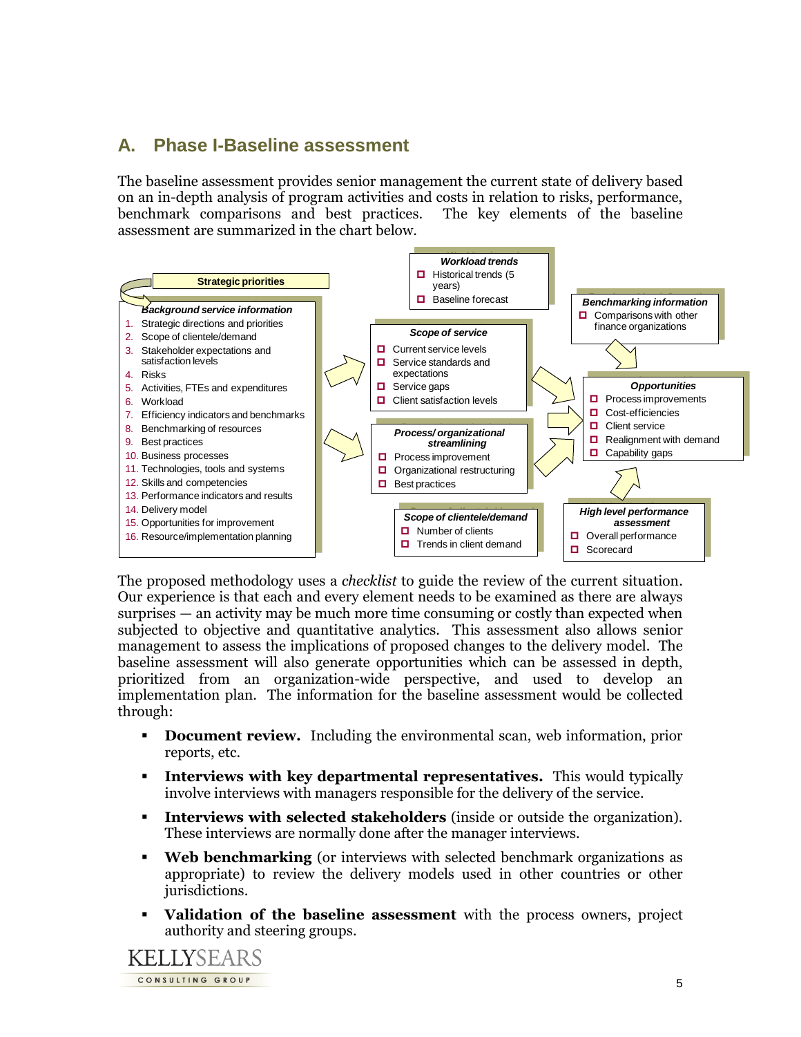## A. Phase I-Baseline assessment

The baseline assessment provides senior management the current state of delivery based on an in-depth analysis of program activities and costs in relation to risks, performance, benchmark comparisons and best practices. The key elements of the baseline assessment are summarized in the chart below.

**Strategic priorities**

***Background service information***

1. Strategic directions and priorities
2. Scope of clientele/demand
3. Stakeholder expectations and satisfaction levels
4. Risks
5. Activities, FTEs and expenditures
6. Workload
7. Efficiency indicators and benchmarks
8. Benchmarking of resources
9. Best practices
10. Business processes
11. Technologies, tools and systems
12. Skills and competencies
13. Performance indicators and results
14. Delivery model
15. Opportunities for improvement
16. Resource/implementation planning

***Workload trends***

- Historical trends (5 years)
- Baseline forecast

***Scope of service***

- Current service levels
- Service standards and expectations
- Service gaps
- Client satisfaction levels

***Process/ organizational streamlining***

- Process improvement
- Organizational restructuring
- Best practices

***Scope of clientele/demand***

- Number of clients
- Trends in client demand

***Benchmarking information***

- Comparisons with other finance organizations

***Opportunities***

- Process improvements
- Cost-efficiencies
- Client service
- Realignment with demand
- Capability gaps

***High level performance assessment***

- Overall performance
- Scorecard

The proposed methodology uses a *checklist* to guide the review of the current situation. Our experience is that each and every element needs to be examined as there are always surprises — an activity may be much more time consuming or costly than expected when subjected to objective and quantitative analytics. This assessment also allows senior management to assess the implications of proposed changes to the delivery model. The baseline assessment will also generate opportunities which can be assessed in depth, prioritized from an organization-wide perspective, and used to develop an implementation plan. The information for the baseline assessment would be collected through:

- **Document review.** Including the environmental scan, web information, prior reports, etc.
- **Interviews with key departmental representatives.** This would typically involve interviews with managers responsible for the delivery of the service.
- **Interviews with selected stakeholders** (inside or outside the organization). These interviews are normally done after the manager interviews.
- **Web benchmarking** (or interviews with selected benchmark organizations as appropriate) to review the delivery models used in other countries or other jurisdictions.
- **Validation of the baseline assessment** with the process owners, project authority and steering groups.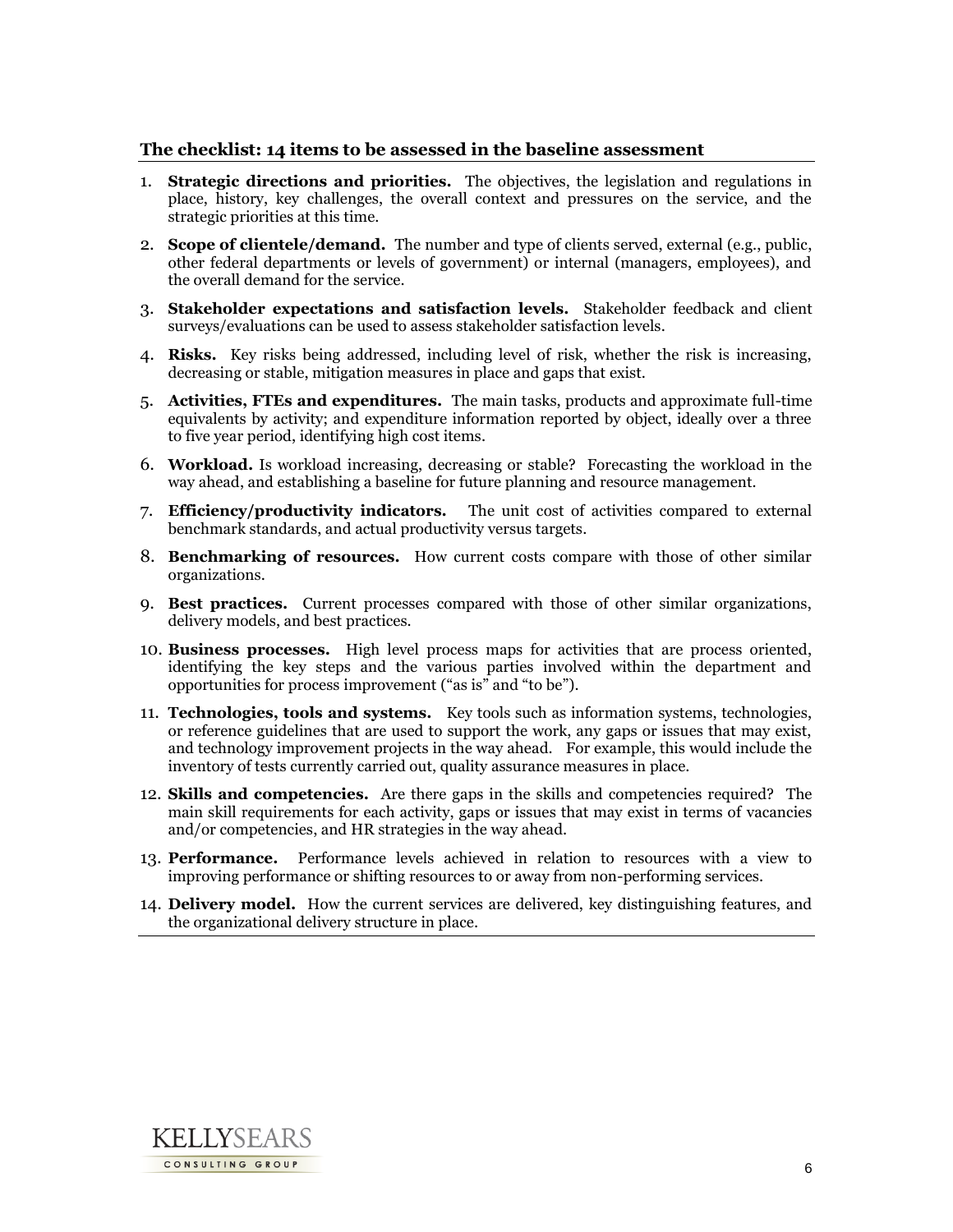### The checklist: 14 items to be assessed in the baseline assessment

1. **Strategic directions and priorities.** The objectives, the legislation and regulations in place, history, key challenges, the overall context and pressures on the service, and the strategic priorities at this time.
2. **Scope of clientele/demand.** The number and type of clients served, external (e.g., public, other federal departments or levels of government) or internal (managers, employees), and the overall demand for the service.
3. **Stakeholder expectations and satisfaction levels.** Stakeholder feedback and client surveys/evaluations can be used to assess stakeholder satisfaction levels.
4. **Risks.** Key risks being addressed, including level of risk, whether the risk is increasing, decreasing or stable, mitigation measures in place and gaps that exist.
5. **Activities, FTEs and expenditures.** The main tasks, products and approximate full-time equivalents by activity; and expenditure information reported by object, ideally over a three to five year period, identifying high cost items.
6. **Workload.** Is workload increasing, decreasing or stable? Forecasting the workload in the way ahead, and establishing a baseline for future planning and resource management.
7. **Efficiency/productivity indicators.** The unit cost of activities compared to external benchmark standards, and actual productivity versus targets.
8. **Benchmarking of resources.** How current costs compare with those of other similar organizations.
9. **Best practices.** Current processes compared with those of other similar organizations, delivery models, and best practices.
10. **Business processes.** High level process maps for activities that are process oriented, identifying the key steps and the various parties involved within the department and opportunities for process improvement ("as is" and "to be").
11. **Technologies, tools and systems.** Key tools such as information systems, technologies, or reference guidelines that are used to support the work, any gaps or issues that may exist, and technology improvement projects in the way ahead. For example, this would include the inventory of tests currently carried out, quality assurance measures in place.
12. **Skills and competencies.** Are there gaps in the skills and competencies required? The main skill requirements for each activity, gaps or issues that may exist in terms of vacancies and/or competencies, and HR strategies in the way ahead.
13. **Performance.** Performance levels achieved in relation to resources with a view to improving performance or shifting resources to or away from non-performing services.
14. **Delivery model.** How the current services are delivered, key distinguishing features, and the organizational delivery structure in place.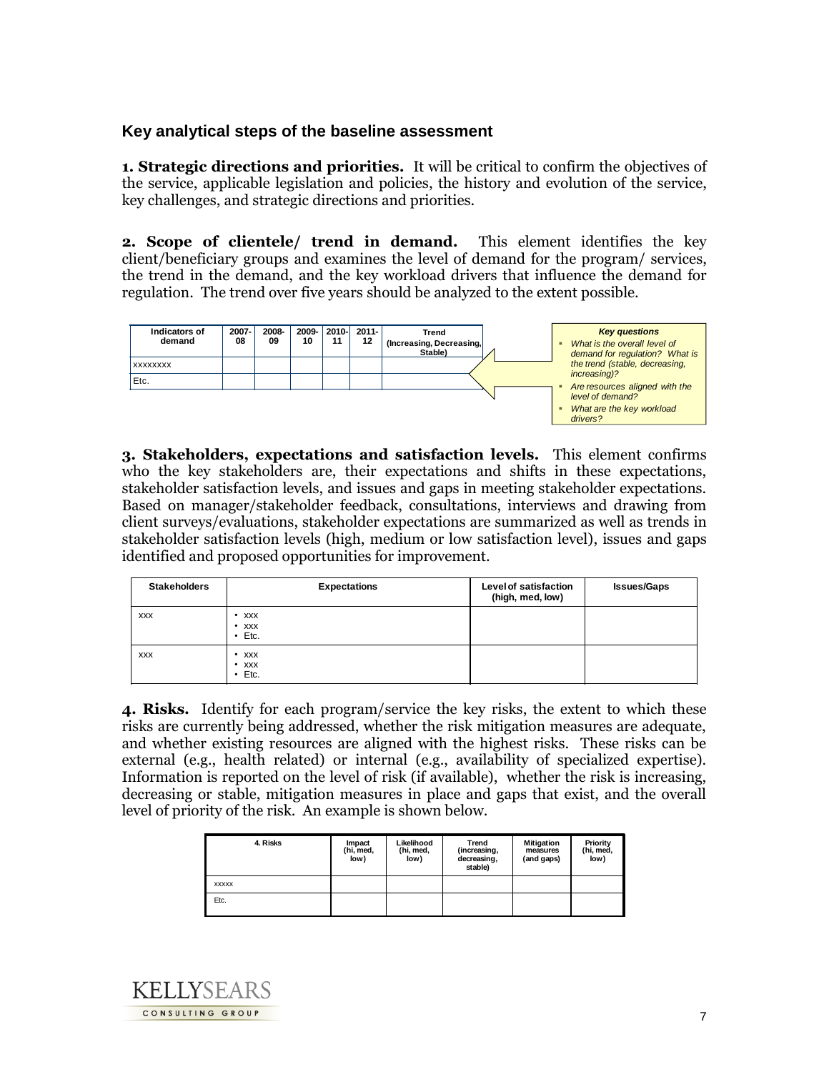### Key analytical steps of the baseline assessment

**1. Strategic directions and priorities.** It will be critical to confirm the objectives of the service, applicable legislation and policies, the history and evolution of the service, key challenges, and strategic directions and priorities.

**2. Scope of clientele/ trend in demand.** This element identifies the key client/beneficiary groups and examines the level of demand for the program/ services, the trend in the demand, and the key workload drivers that influence the demand for regulation. The trend over five years should be analyzed to the extent possible.

| Indicators of demand | 2007-08 | 2008-09 | 2009-10 | 2010-11 | 2011-12 | Trend (Increasing, Decreasing, Stable) |
|---|---|---|---|---|---|---|
| xxxxxxxx | | | | | | |
| Etc. | | | | | | |

***Key questions***

- *What is the overall level of demand for regulation? What is the trend (stable, decreasing, increasing)?*
- *Are resources aligned with the level of demand?*
- *What are the key workload drivers?*

**3. Stakeholders, expectations and satisfaction levels.** This element confirms who the key stakeholders are, their expectations and shifts in these expectations, stakeholder satisfaction levels, and issues and gaps in meeting stakeholder expectations. Based on manager/stakeholder feedback, consultations, interviews and drawing from client surveys/evaluations, stakeholder expectations are summarized as well as trends in stakeholder satisfaction levels (high, medium or low satisfaction level), issues and gaps identified and proposed opportunities for improvement.

| Stakeholders | Expectations | Level of satisfaction (high, med, low) | Issues/Gaps |
|---|---|---|---|
| xxx | • xxx<br>• xxx<br>• Etc. | | |
| xxx | • xxx<br>• xxx<br>• Etc. | | |

**4. Risks.** Identify for each program/service the key risks, the extent to which these risks are currently being addressed, whether the risk mitigation measures are adequate, and whether existing resources are aligned with the highest risks. These risks can be external (e.g., health related) or internal (e.g., availability of specialized expertise). Information is reported on the level of risk (if available), whether the risk is increasing, decreasing or stable, mitigation measures in place and gaps that exist, and the overall level of priority of the risk. An example is shown below.

| 4. Risks | Impact (hi, med, low) | Likelihood (hi, med, low) | Trend (increasing, decreasing, stable) | Mitigation measures (and gaps) | Priority (hi, med, low) |
|---|---|---|---|---|---|
| xxxxx | | | | | |
| Etc. | | | | | |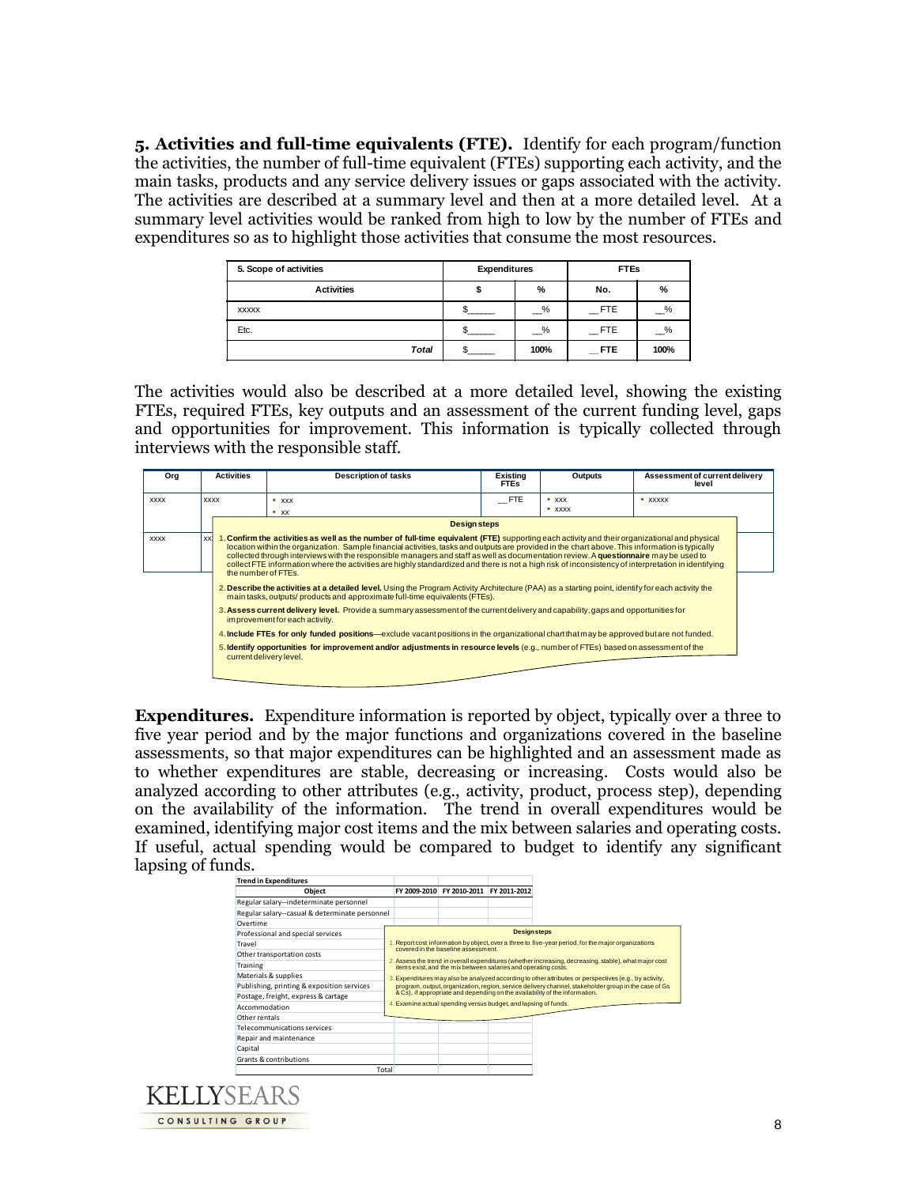**5. Activities and full-time equivalents (FTE).** Identify for each program/function the activities, the number of full-time equivalent (FTEs) supporting each activity, and the main tasks, products and any service delivery issues or gaps associated with the activity. The activities are described at a summary level and then at a more detailed level. At a summary level activities would be ranked from high to low by the number of FTEs and expenditures so as to highlight those activities that consume the most resources.

| 5. Scope of activities | Expenditures | | FTEs | |
|---|---|---|---|---|
| **Activities** | **$** | **%** | **No.** | **%** |
| XXXXX | $_____ | __% | __FTE | __% |
| Etc. | $_____ | __% | __FTE | __% |
| ***Total*** | $_____ | **100%** | **__FTE** | **100%** |

The activities would also be described at a more detailed level, showing the existing FTEs, required FTEs, key outputs and an assessment of the current funding level, gaps and opportunities for improvement. This information is typically collected through interviews with the responsible staff.

| Org | Activities | Description of tasks | Existing FTEs | Outputs | Assessment of current delivery level |
|---|---|---|---|---|---|
| XXXX | XXXX | ▪ XXX<br>▪ XX | __FTE | ▪ XXX<br>▪ XXXX | ▪ XXXXX |
| XXXX | XX | | | | |

**Design steps**

1. **Confirm the activities as well as the number of full-time equivalent (FTE)** supporting each activity and their organizational and physical location within the organization. Sample financial activities, tasks and outputs are provided in the chart above. This information is typically collected through interviews with the responsible managers and staff as well as documentation review. A **questionnaire** may be used to collect FTE information where the activities are highly standardized and there is not a high risk of inconsistency of interpretation in identifying the number of FTEs.
2. **Describe the activities at a detailed level.** Using the Program Activity Architecture (PAA) as a starting point, identify for each activity the main tasks, outputs/ products and approximate full-time equivalents (FTEs).
3. **Assess current delivery level.** Provide a summary assessment of the current delivery and capability, gaps and opportunities for improvement for each activity.
4. **Include FTEs for only funded positions**—exclude vacant positions in the organizational chart that may be approved but are not funded.
5. **Identify opportunities for improvement and/or adjustments in resource levels** (e.g., number of FTEs) based on assessment of the current delivery level.

**Expenditures.** Expenditure information is reported by object, typically over a three to five year period and by the major functions and organizations covered in the baseline assessments, so that major expenditures can be highlighted and an assessment made as to whether expenditures are stable, decreasing or increasing. Costs would also be analyzed according to other attributes (e.g., activity, product, process step), depending on the availability of the information. The trend in overall expenditures would be examined, identifying major cost items and the mix between salaries and operating costs. If useful, actual spending would be compared to budget to identify any significant lapsing of funds.

| Trend in Expenditures | | | |
|---|---|---|---|
| **Object** | **FY 2009-2010** | **FY 2010-2011** | **FY 2011-2012** |
| Regular salary--indeterminate personnel | | | |
| Regular salary--casual & determinate personnel | | | |
| Overtime | | | |
| Professional and special services | | | |
| Travel | | | |
| Other transportation costs | | | |
| Training | | | |
| Materials & supplies | | | |
| Publishing, printing & exposition services | | | |
| Postage, freight, express & cartage | | | |
| Accommodation | | | |
| Other rentals | | | |
| Telecommunications services | | | |
| Repair and maintenance | | | |
| Capital | | | |
| Grants & contributions | | | |
| Total | | | |

**Design steps**

1. Report cost information by object, over a three to five-year period, for the major organizations covered in the baseline assessment.
2. Assess the trend in overall expenditures (whether increasing, decreasing, stable), what major cost items exist, and the mix between salaries and operating costs.
3. Expenditures may also be analyzed according to other attributes or perspectives (e.g., by activity, program, output, organization, region, service delivery channel, stakeholder group in the case of Gs & Cs), if appropriate and depending on the availability of the information.
4. Examine actual spending versus budget, and lapsing of funds.

KELLYSEARS CONSULTING GROUP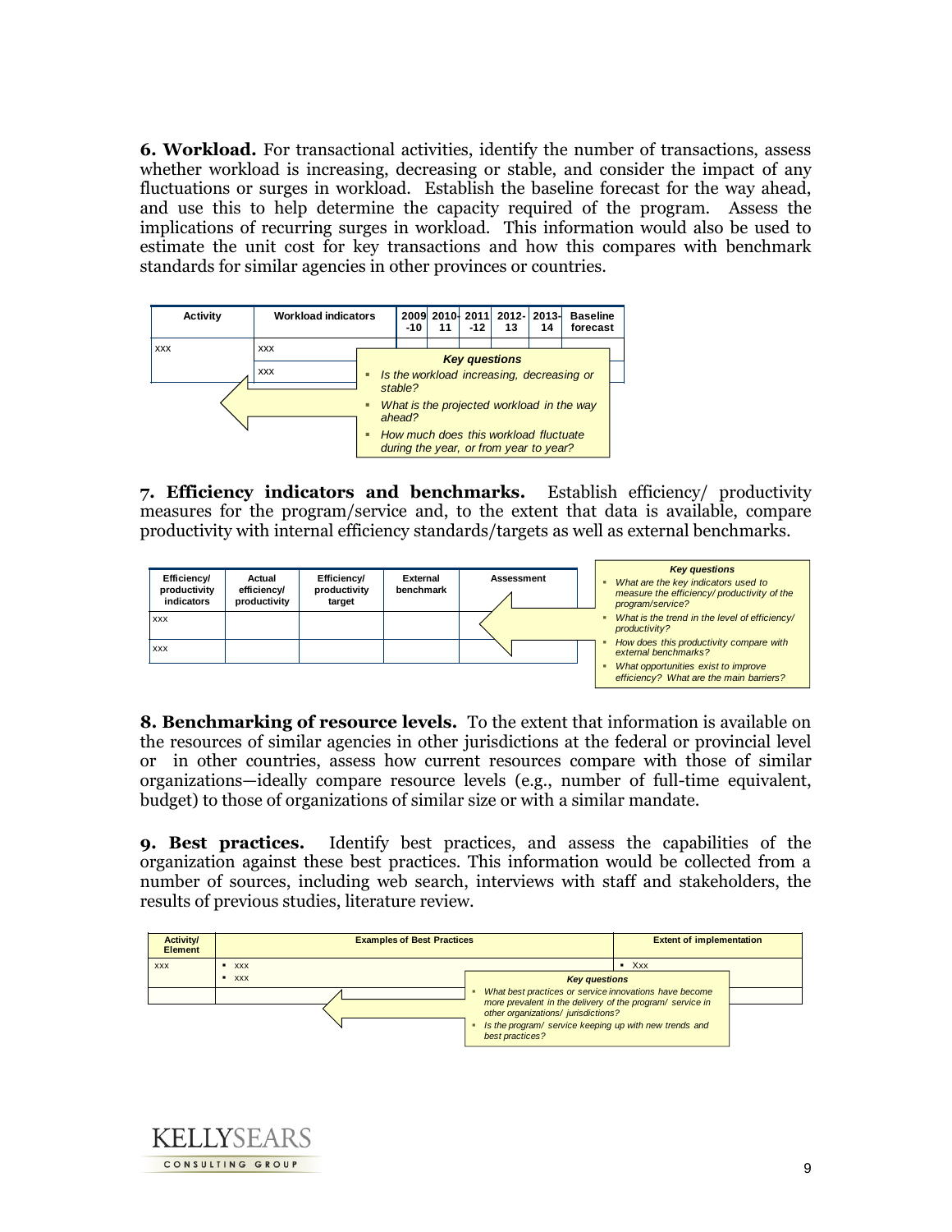**6. Workload.** For transactional activities, identify the number of transactions, assess whether workload is increasing, decreasing or stable, and consider the impact of any fluctuations or surges in workload. Establish the baseline forecast for the way ahead, and use this to help determine the capacity required of the program. Assess the implications of recurring surges in workload. This information would also be used to estimate the unit cost for key transactions and how this compares with benchmark standards for similar agencies in other provinces or countries.

| Activity | Workload indicators | 2009-10 | 2010-11 | 2011-12 | 2012-13 | 2013-14 | Baseline forecast |
|---|---|---|---|---|---|---|---|
| xxx | xxx | | | | | | |
| | xxx | | | | | | |

*Key questions*

- *Is the workload increasing, decreasing or stable?*
- *What is the projected workload in the way ahead?*
- *How much does this workload fluctuate during the year, or from year to year?*

**7. Efficiency indicators and benchmarks.** Establish efficiency/ productivity measures for the program/service and, to the extent that data is available, compare productivity with internal efficiency standards/targets as well as external benchmarks.

| Efficiency/ productivity indicators | Actual efficiency/ productivity | Efficiency/ productivity target | External benchmark | Assessment |
|---|---|---|---|---|
| xxx | | | | |
| xxx | | | | |

*Key questions*

- *What are the key indicators used to measure the efficiency/ productivity of the program/service?*
- *What is the trend in the level of efficiency/ productivity?*
- *How does this productivity compare with external benchmarks?*
- *What opportunities exist to improve efficiency? What are the main barriers?*

**8. Benchmarking of resource levels.** To the extent that information is available on the resources of similar agencies in other jurisdictions at the federal or provincial level or in other countries, assess how current resources compare with those of similar organizations—ideally compare resource levels (e.g., number of full-time equivalent, budget) to those of organizations of similar size or with a similar mandate.

**9. Best practices.** Identify best practices, and assess the capabilities of the organization against these best practices. This information would be collected from a number of sources, including web search, interviews with staff and stakeholders, the results of previous studies, literature review.

| Activity/ Element | Examples of Best Practices | Extent of implementation |
|---|---|---|
| xxx | ▪ xxx<br>▪ xxx | ▪ Xxx |
| | | |

*Key questions*

- *What best practices or service innovations have become more prevalent in the delivery of the program/ service in other organizations/ jurisdictions?*
- *Is the program/ service keeping up with new trends and best practices?*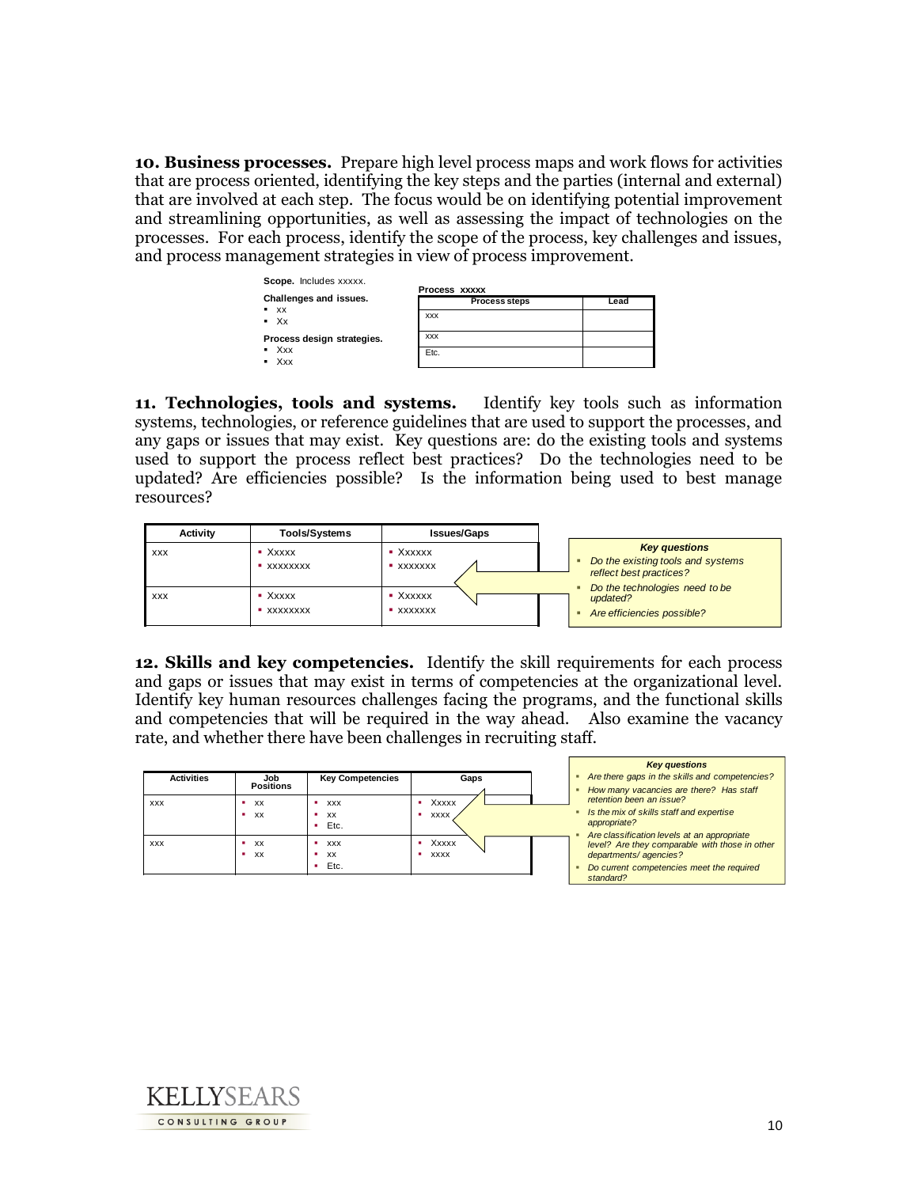**10. Business processes.** Prepare high level process maps and work flows for activities that are process oriented, identifying the key steps and the parties (internal and external) that are involved at each step. The focus would be on identifying potential improvement and streamlining opportunities, as well as assessing the impact of technologies on the processes. For each process, identify the scope of the process, key challenges and issues, and process management strategies in view of process improvement.

**Scope.** Includes xxxxx.

**Challenges and issues.**
- xx
- Xx

**Process design strategies.**
- Xxx
- Xxx

**Process xxxxx**

| Process steps | Lead |
|---|---|
| xxx | |
| xxx | |
| Etc. | |

**11. Technologies, tools and systems.** Identify key tools such as information systems, technologies, or reference guidelines that are used to support the processes, and any gaps or issues that may exist. Key questions are: do the existing tools and systems used to support the process reflect best practices? Do the technologies need to be updated? Are efficiencies possible? Is the information being used to best manage resources?

| Activity | Tools/Systems | Issues/Gaps |
|---|---|---|
| xxx | ▪ Xxxxx<br>▪ xxxxxxxx | ▪ Xxxxxx<br>▪ xxxxxxx |
| xxx | ▪ Xxxxx<br>▪ xxxxxxxx | ▪ Xxxxxx<br>▪ xxxxxxx |

***Key questions***
- *Do the existing tools and systems reflect best practices?*
- *Do the technologies need to be updated?*
- *Are efficiencies possible?*

**12. Skills and key competencies.** Identify the skill requirements for each process and gaps or issues that may exist in terms of competencies at the organizational level. Identify key human resources challenges facing the programs, and the functional skills and competencies that will be required in the way ahead. Also examine the vacancy rate, and whether there have been challenges in recruiting staff.

| Activities | Job Positions | Key Competencies | Gaps |
|---|---|---|---|
| xxx | ▪ xx<br>▪ xx | ▪ xxx<br>▪ xx<br>▪ Etc. | ▪ Xxxxx<br>▪ xxxx |
| xxx | ▪ xx<br>▪ xx | ▪ xxx<br>▪ xx<br>▪ Etc. | ▪ Xxxxx<br>▪ xxxx |

***Key questions***
- *Are there gaps in the skills and competencies?*
- *How many vacancies are there? Has staff retention been an issue?*
- *Is the mix of skills staff and expertise appropriate?*
- *Are classification levels at an appropriate level? Are they comparable with those in other departments/ agencies?*
- *Do current competencies meet the required standard?*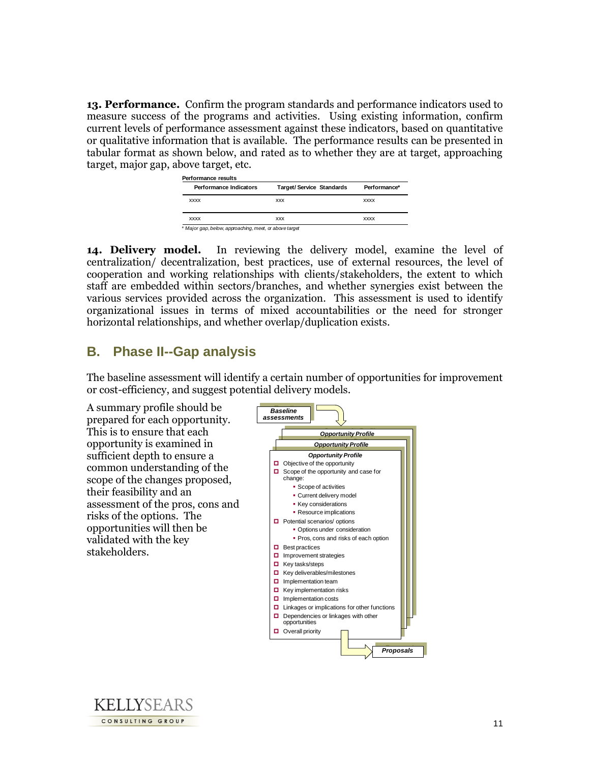**13. Performance.** Confirm the program standards and performance indicators used to measure success of the programs and activities. Using existing information, confirm current levels of performance assessment against these indicators, based on quantitative or qualitative information that is available. The performance results can be presented in tabular format as shown below, and rated as to whether they are at target, approaching target, major gap, above target, etc.

**Performance results**

| Performance Indicators | Target/ Service Standards | Performance* |
|---|---|---|
| xxxx | xxx | xxxx |
| xxxx | xxx | xxxx |

*\* Major gap, below, approaching, meet, or above target*

**14. Delivery model.** In reviewing the delivery model, examine the level of centralization/ decentralization, best practices, use of external resources, the level of cooperation and working relationships with clients/stakeholders, the extent to which staff are embedded within sectors/branches, and whether synergies exist between the various services provided across the organization. This assessment is used to identify organizational issues in terms of mixed accountabilities or the need for stronger horizontal relationships, and whether overlap/duplication exists.

## B. Phase II--Gap analysis

The baseline assessment will identify a certain number of opportunities for improvement or cost-efficiency, and suggest potential delivery models.

A summary profile should be prepared for each opportunity. This is to ensure that each opportunity is examined in sufficient depth to ensure a common understanding of the scope of the changes proposed, their feasibility and an assessment of the pros, cons and risks of the options. The opportunities will then be validated with the key stakeholders.

***Baseline assessments***

***Opportunity Profile***

- Objective of the opportunity
- Scope of the opportunity and case for change:
  - Scope of activities
  - Current delivery model
  - Key considerations
  - Resource implications
- Potential scenarios/ options
  - Options under consideration
  - Pros, cons and risks of each option
- Best practices
- Improvement strategies
- Key tasks/steps
- Key deliverables/milestones
- Implementation team
- Key implementation risks
- Implementation costs
- Linkages or implications for other functions
- Dependencies or linkages with other opportunities
- Overall priority

***Proposals***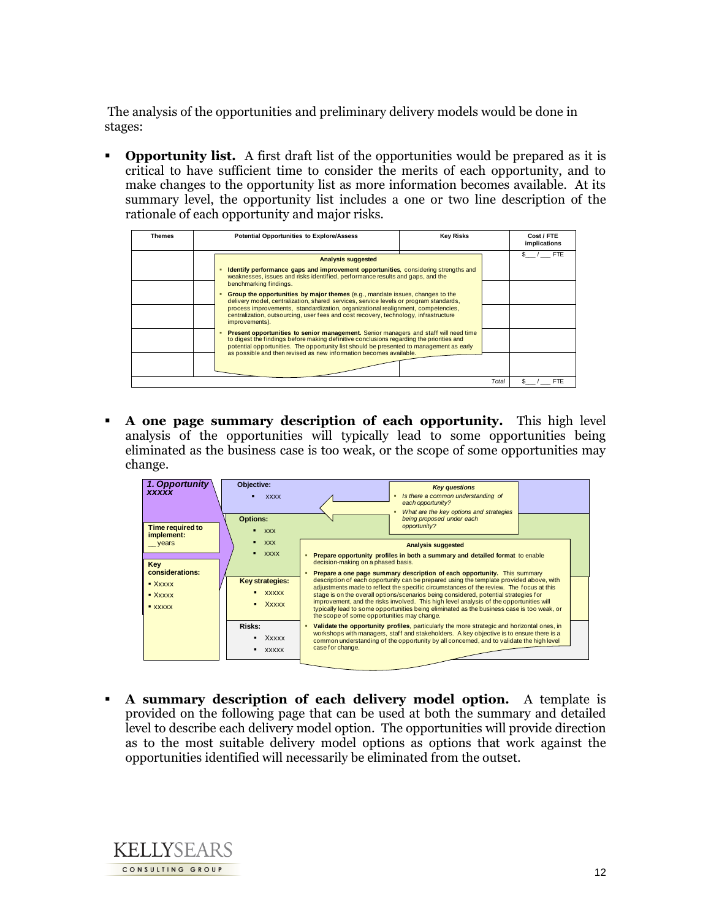The analysis of the opportunities and preliminary delivery models would be done in stages:

- **Opportunity list.** A first draft list of the opportunities would be prepared as it is critical to have sufficient time to consider the merits of each opportunity, and to make changes to the opportunity list as more information becomes available. At its summary level, the opportunity list includes a one or two line description of the rationale of each opportunity and major risks.

| Themes | Potential Opportunities to Explore/Assess | Key Risks | Cost / FTE implications |
|---|---|---|---|
| | | | $___ / ___ FTE |
| | | | |
| | | | |
| | | | |
| | | | |
| | | Total | $___ / ___ FTE |

**Analysis suggested**

- **Identify performance gaps and improvement opportunities**, considering strengths and weaknesses, issues and risks identified, performance results and gaps, and the benchmarking findings.
- **Group the opportunities by major themes** (e.g., mandate issues, changes to the delivery model, centralization, shared services, service levels or program standards, process improvements, standardization, organizational realignment, competencies, centralization, outsourcing, user fees and cost recovery, technology, infrastructure improvements).
- **Present opportunities to senior management.** Senior managers and staff will need time to digest the findings before making definitive conclusions regarding the priorities and potential opportunities. The opportunity list should be presented to management as early as possible and then revised as new information becomes available.

- **A one page summary description of each opportunity.** This high level analysis of the opportunities will typically lead to some opportunities being eliminated as the business case is too weak, or the scope of some opportunities may change.

*1. Opportunity xxxxx*

**Time required to implement:** __ years

**Key considerations:**
- Xxxxx
- Xxxxx
- xxxxx

**Objective:**
- xxxx

**Options:**
- xxx
- xxx
- xxxx

**Key strategies:**
- xxxxx
- Xxxxx

**Risks:**
- Xxxxx
- xxxxx

***Key questions***
- *Is there a common understanding of each opportunity?*
- *What are the key options and strategies being proposed under each opportunity?*

**Analysis suggested**

- **Prepare opportunity profiles in both a summary and detailed format** to enable decision-making on a phased basis.
- **Prepare a one page summary description of each opportunity.** This summary description of each opportunity can be prepared using the template provided above, with adjustments made to reflect the specific circumstances of the review. The focus at this stage is on the overall options/scenarios being considered, potential strategies for improvement, and the risks involved. This high level analysis of the opportunities will typically lead to some opportunities being eliminated as the business case is too weak, or the scope of some opportunities may change.
- **Validate the opportunity profiles**, particularly the more strategic and horizontal ones, in workshops with managers, staff and stakeholders. A key objective is to ensure there is a common understanding of the opportunity by all concerned, and to validate the high level case for change.

- **A summary description of each delivery model option.** A template is provided on the following page that can be used at both the summary and detailed level to describe each delivery model option. The opportunities will provide direction as to the most suitable delivery model options as options that work against the opportunities identified will necessarily be eliminated from the outset.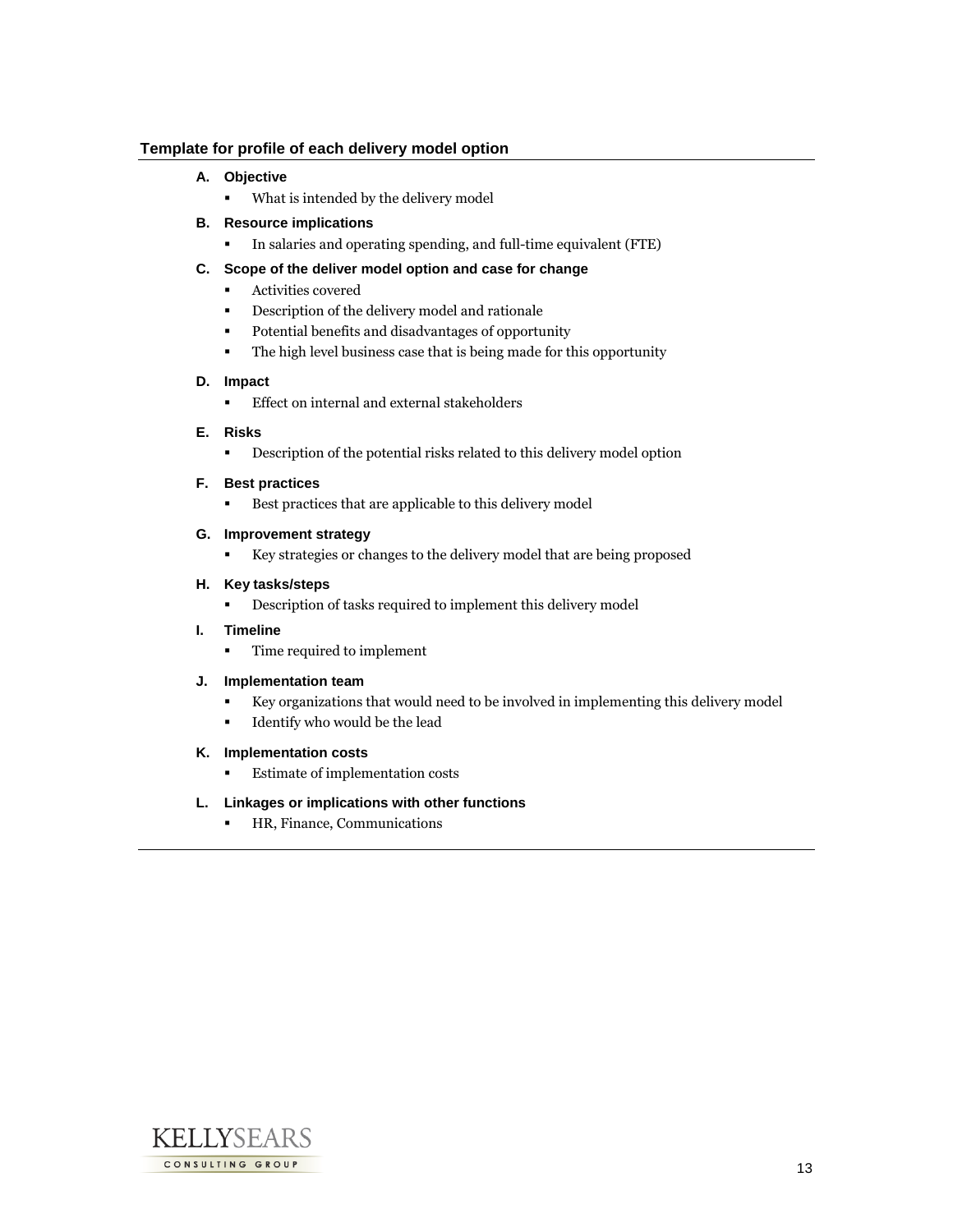### Template for profile of each delivery model option

**A. Objective**

- What is intended by the delivery model

**B. Resource implications**

- In salaries and operating spending, and full-time equivalent (FTE)

**C. Scope of the deliver model option and case for change**

- Activities covered
- Description of the delivery model and rationale
- Potential benefits and disadvantages of opportunity
- The high level business case that is being made for this opportunity

**D. Impact**

- Effect on internal and external stakeholders

**E. Risks**

- Description of the potential risks related to this delivery model option

**F. Best practices**

- Best practices that are applicable to this delivery model

**G. Improvement strategy**

- Key strategies or changes to the delivery model that are being proposed

**H. Key tasks/steps**

- Description of tasks required to implement this delivery model

**I. Timeline**

- Time required to implement

**J. Implementation team**

- Key organizations that would need to be involved in implementing this delivery model
- Identify who would be the lead

**K. Implementation costs**

- Estimate of implementation costs

**L. Linkages or implications with other functions**

- HR, Finance, Communications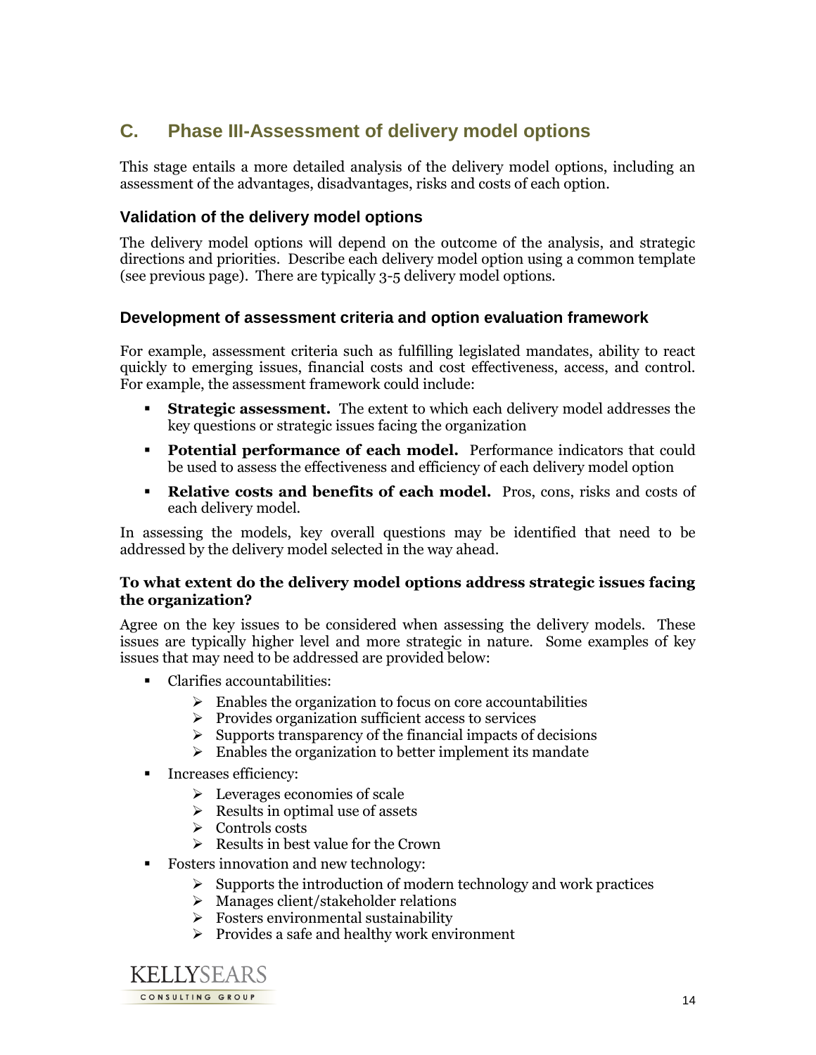## C. Phase III-Assessment of delivery model options

This stage entails a more detailed analysis of the delivery model options, including an assessment of the advantages, disadvantages, risks and costs of each option.

### Validation of the delivery model options

The delivery model options will depend on the outcome of the analysis, and strategic directions and priorities. Describe each delivery model option using a common template (see previous page). There are typically 3-5 delivery model options.

### Development of assessment criteria and option evaluation framework

For example, assessment criteria such as fulfilling legislated mandates, ability to react quickly to emerging issues, financial costs and cost effectiveness, access, and control. For example, the assessment framework could include:

- **Strategic assessment.** The extent to which each delivery model addresses the key questions or strategic issues facing the organization
- **Potential performance of each model.** Performance indicators that could be used to assess the effectiveness and efficiency of each delivery model option
- **Relative costs and benefits of each model.** Pros, cons, risks and costs of each delivery model.

In assessing the models, key overall questions may be identified that need to be addressed by the delivery model selected in the way ahead.

**To what extent do the delivery model options address strategic issues facing the organization?**

Agree on the key issues to be considered when assessing the delivery models. These issues are typically higher level and more strategic in nature. Some examples of key issues that may need to be addressed are provided below:

- Clarifies accountabilities:
  - Enables the organization to focus on core accountabilities
  - Provides organization sufficient access to services
  - Supports transparency of the financial impacts of decisions
  - Enables the organization to better implement its mandate
- Increases efficiency:
  - Leverages economies of scale
  - Results in optimal use of assets
  - Controls costs
  - Results in best value for the Crown
- Fosters innovation and new technology:
  - Supports the introduction of modern technology and work practices
  - Manages client/stakeholder relations
  - Fosters environmental sustainability
  - Provides a safe and healthy work environment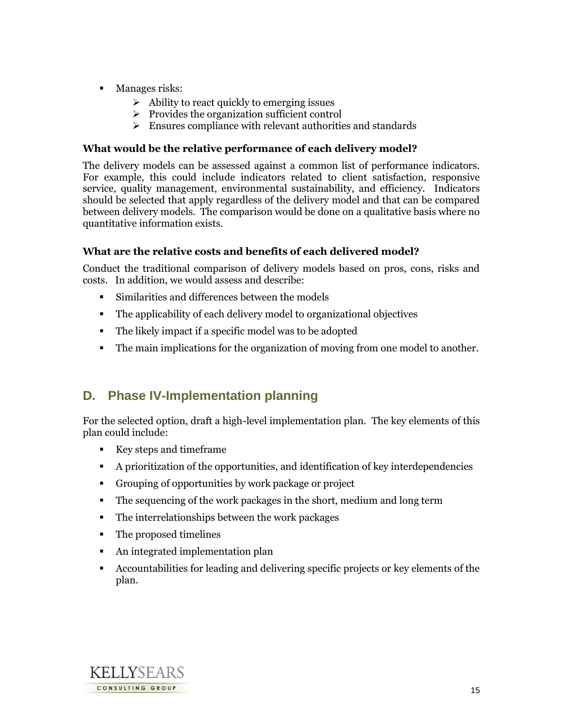- Manages risks:
    - Ability to react quickly to emerging issues
    - Provides the organization sufficient control
    - Ensures compliance with relevant authorities and standards

**What would be the relative performance of each delivery model?**

The delivery models can be assessed against a common list of performance indicators. For example, this could include indicators related to client satisfaction, responsive service, quality management, environmental sustainability, and efficiency. Indicators should be selected that apply regardless of the delivery model and that can be compared between delivery models. The comparison would be done on a qualitative basis where no quantitative information exists.

**What are the relative costs and benefits of each delivered model?**

Conduct the traditional comparison of delivery models based on pros, cons, risks and costs. In addition, we would assess and describe:

- Similarities and differences between the models
- The applicability of each delivery model to organizational objectives
- The likely impact if a specific model was to be adopted
- The main implications for the organization of moving from one model to another.

## D. Phase IV-Implementation planning

For the selected option, draft a high-level implementation plan. The key elements of this plan could include:

- Key steps and timeframe
- A prioritization of the opportunities, and identification of key interdependencies
- Grouping of opportunities by work package or project
- The sequencing of the work packages in the short, medium and long term
- The interrelationships between the work packages
- The proposed timelines
- An integrated implementation plan
- Accountabilities for leading and delivering specific projects or key elements of the plan.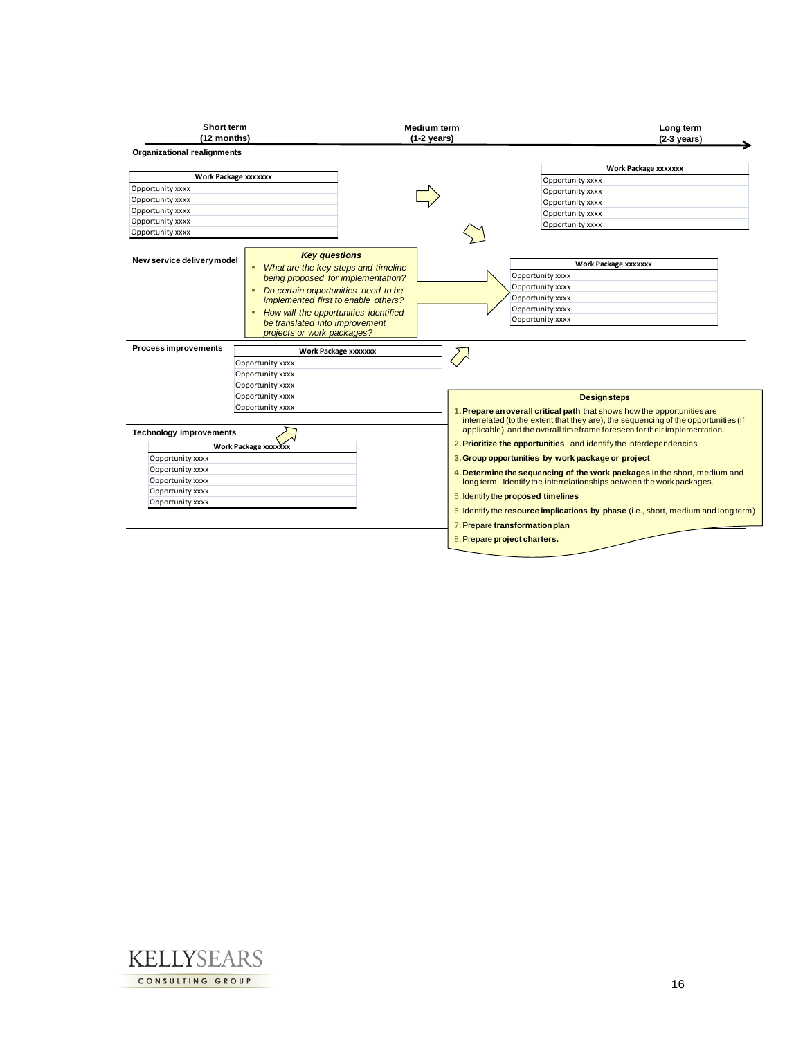**Short term (12 months)** → **Medium term (1-2 years)** → **Long term (2-3 years)**

**Organizational realignments**

| Work Package xxxxxxx |
|---|
| Opportunity xxxx |
| Opportunity xxxx |
| Opportunity xxxx |
| Opportunity xxxx |
| Opportunity xxxx |

| Work Package xxxxxxx |
|---|
| Opportunity xxxx |
| Opportunity xxxx |
| Opportunity xxxx |
| Opportunity xxxx |
| Opportunity xxxx |

**New service delivery model**

***Key questions***

- *What are the key steps and timeline being proposed for implementation?*
- *Do certain opportunities need to be implemented first to enable others?*
- *How will the opportunities identified be translated into improvement projects or work packages?*

| Work Package xxxxxxx |
|---|
| Opportunity xxxx |
| Opportunity xxxx |
| Opportunity xxxx |
| Opportunity xxxx |
| Opportunity xxxx |

**Process improvements**

| Work Package xxxxxxx |
|---|
| Opportunity xxxx |
| Opportunity xxxx |
| Opportunity xxxx |
| Opportunity xxxx |
| Opportunity xxxx |

**Technology improvements**

| Work Package xxxxxxx |
|---|
| Opportunity xxxx |
| Opportunity xxxx |
| Opportunity xxxx |
| Opportunity xxxx |
| Opportunity xxxx |

**Design steps**

1. **Prepare an overall critical path** that shows how the opportunities are interrelated (to the extent that they are), the sequencing of the opportunities (if applicable), and the overall timeframe foreseen for their implementation.
2. **Prioritize the opportunities**, and identify the interdependencies
3. **Group opportunities by work package or project**
4. **Determine the sequencing of the work packages** in the short, medium and long term. Identify the interrelationships between the work packages.
5. Identify the **proposed timelines**
6. Identify the **resource implications by phase** (i.e., short, medium and long term)
7. Prepare **transformation plan**
8. Prepare **project charters.**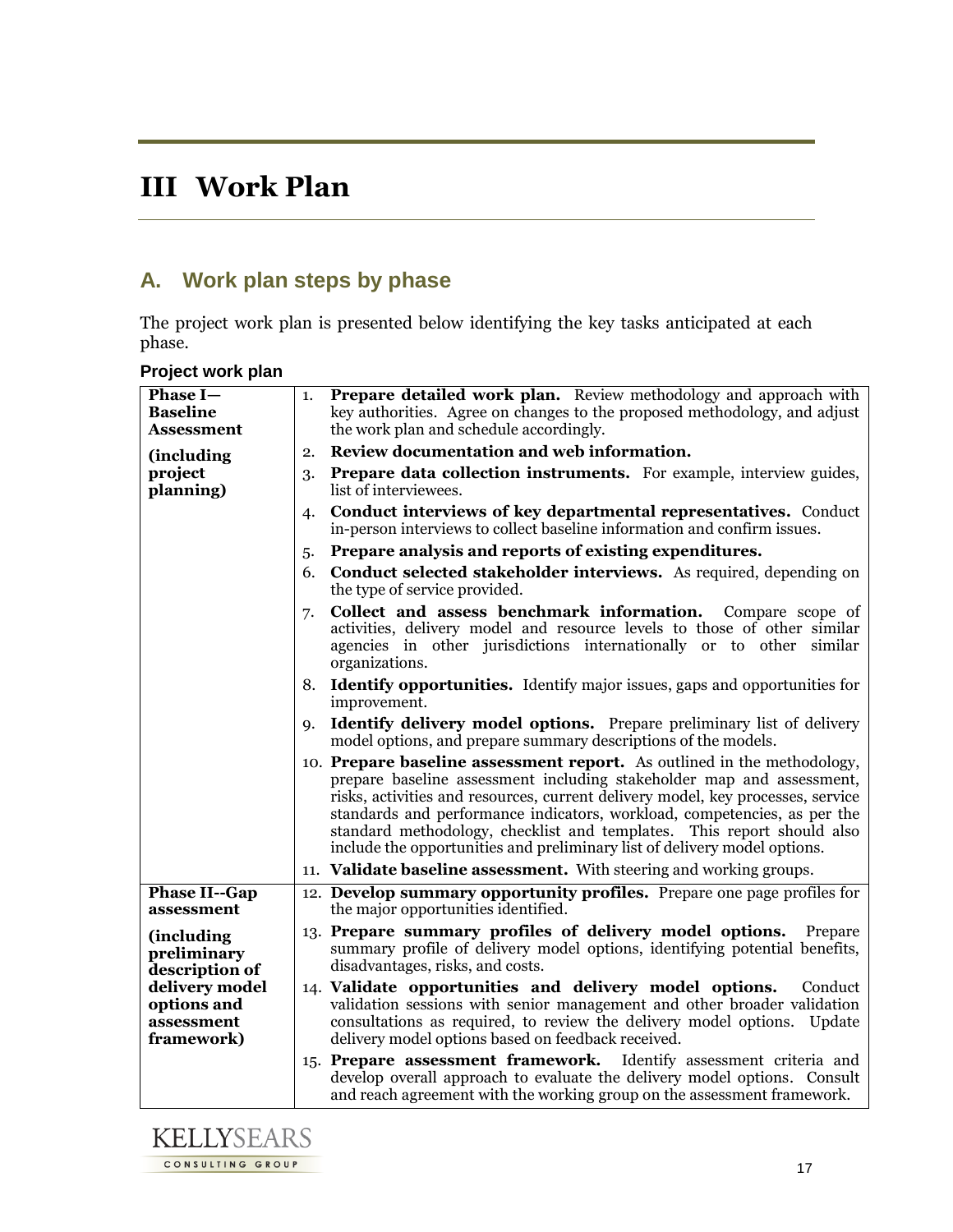# III Work Plan

## A. Work plan steps by phase

The project work plan is presented below identifying the key tasks anticipated at each phase.

**Project work plan**

| | |
|---|---|
| **Phase I—Baseline Assessment** **(including project planning)** | 1. **Prepare detailed work plan.** Review methodology and approach with key authorities. Agree on changes to the proposed methodology, and adjust the work plan and schedule accordingly.<br>2. **Review documentation and web information.**<br>3. **Prepare data collection instruments.** For example, interview guides, list of interviewees.<br>4. **Conduct interviews of key departmental representatives.** Conduct in-person interviews to collect baseline information and confirm issues.<br>5. **Prepare analysis and reports of existing expenditures.**<br>6. **Conduct selected stakeholder interviews.** As required, depending on the type of service provided.<br>7. **Collect and assess benchmark information.** Compare scope of activities, delivery model and resource levels to those of other similar agencies in other jurisdictions internationally or to other similar organizations.<br>8. **Identify opportunities.** Identify major issues, gaps and opportunities for improvement.<br>9. **Identify delivery model options.** Prepare preliminary list of delivery model options, and prepare summary descriptions of the models.<br>10. **Prepare baseline assessment report.** As outlined in the methodology, prepare baseline assessment including stakeholder map and assessment, risks, activities and resources, current delivery model, key processes, service standards and performance indicators, workload, competencies, as per the standard methodology, checklist and templates. This report should also include the opportunities and preliminary list of delivery model options.<br>11. **Validate baseline assessment.** With steering and working groups. |
| **Phase II--Gap assessment** **(including preliminary description of delivery model options and assessment framework)** | 12. **Develop summary opportunity profiles.** Prepare one page profiles for the major opportunities identified.<br>13. **Prepare summary profiles of delivery model options.** Prepare summary profile of delivery model options, identifying potential benefits, disadvantages, risks, and costs.<br>14. **Validate opportunities and delivery model options.** Conduct validation sessions with senior management and other broader validation consultations as required, to review the delivery model options. Update delivery model options based on feedback received.<br>15. **Prepare assessment framework.** Identify assessment criteria and develop overall approach to evaluate the delivery model options. Consult and reach agreement with the working group on the assessment framework. |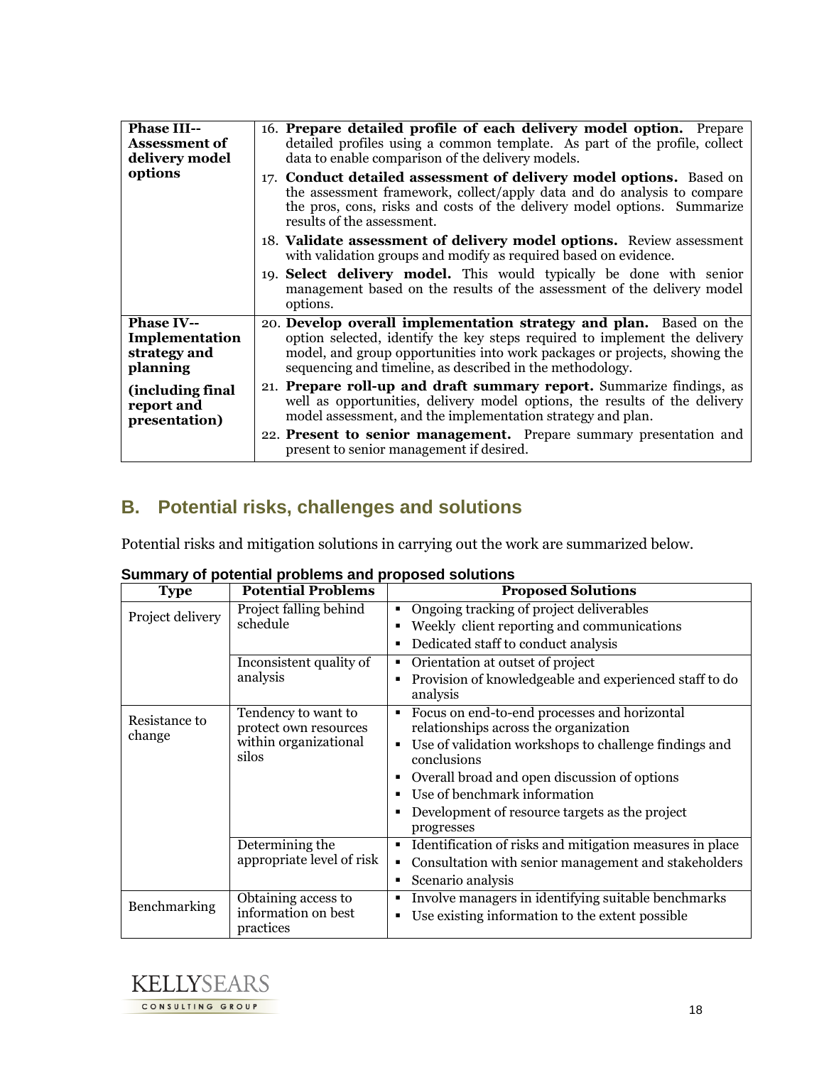| | |
|---|---|
| **Phase III--Assessment of delivery model options** | 16. **Prepare detailed profile of each delivery model option.** Prepare detailed profiles using a common template. As part of the profile, collect data to enable comparison of the delivery models.<br>17. **Conduct detailed assessment of delivery model options.** Based on the assessment framework, collect/apply data and do analysis to compare the pros, cons, risks and costs of the delivery model options. Summarize results of the assessment.<br>18. **Validate assessment of delivery model options.** Review assessment with validation groups and modify as required based on evidence.<br>19. **Select delivery model.** This would typically be done with senior management based on the results of the assessment of the delivery model options. |
| **Phase IV--Implementation strategy and planning**<br><br>**(including final report and presentation)** | 20. **Develop overall implementation strategy and plan.** Based on the option selected, identify the key steps required to implement the delivery model, and group opportunities into work packages or projects, showing the sequencing and timeline, as described in the methodology.<br>21. **Prepare roll-up and draft summary report.** Summarize findings, as well as opportunities, delivery model options, the results of the delivery model assessment, and the implementation strategy and plan.<br>22. **Present to senior management.** Prepare summary presentation and present to senior management if desired. |

## B. Potential risks, challenges and solutions

Potential risks and mitigation solutions in carrying out the work are summarized below.

**Summary of potential problems and proposed solutions**

| Type | Potential Problems | Proposed Solutions |
|---|---|---|
| Project delivery | Project falling behind schedule | ▪ Ongoing tracking of project deliverables<br>▪ Weekly client reporting and communications<br>▪ Dedicated staff to conduct analysis |
| | Inconsistent quality of analysis | ▪ Orientation at outset of project<br>▪ Provision of knowledgeable and experienced staff to do analysis |
| Resistance to change | Tendency to want to protect own resources within organizational silos | ▪ Focus on end-to-end processes and horizontal relationships across the organization<br>▪ Use of validation workshops to challenge findings and conclusions<br>▪ Overall broad and open discussion of options<br>▪ Use of benchmark information<br>▪ Development of resource targets as the project progresses |
| | Determining the appropriate level of risk | ▪ Identification of risks and mitigation measures in place<br>▪ Consultation with senior management and stakeholders<br>▪ Scenario analysis |
| Benchmarking | Obtaining access to information on best practices | ▪ Involve managers in identifying suitable benchmarks<br>▪ Use existing information to the extent possible |

KELLYSEARS CONSULTING GROUP